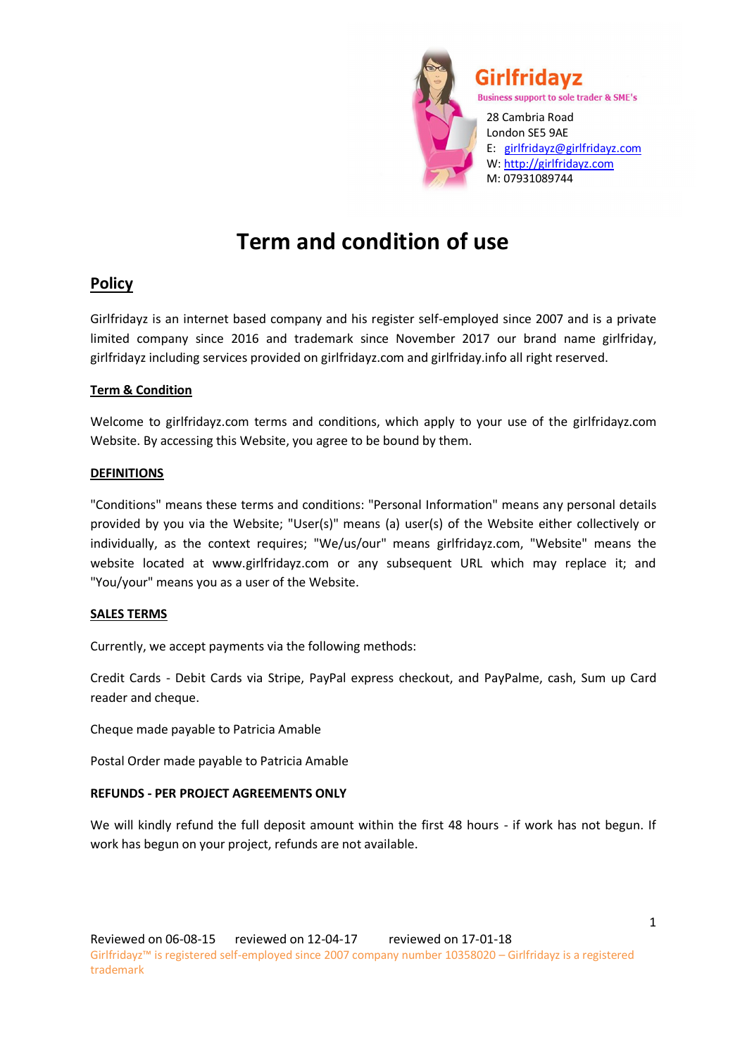Girlfridayz
Business support to sole trader & SME's

28 Cambria Road
London SE5 9AE
E: girlfridayz@girlfridayz.com
W: http://girlfridayz.com
M: 07931089744

# Term and condition of use

## Policy

Girlfridayz is an internet based company and his register self-employed since 2007 and is a private limited company since 2016 and trademark since November 2017 our brand name girlfriday, girlfridayz including services provided on girlfridayz.com and girlfriday.info all right reserved.

### Term & Condition

Welcome to girlfridayz.com terms and conditions, which apply to your use of the girlfridayz.com Website. By accessing this Website, you agree to be bound by them.

### DEFINITIONS

"Conditions" means these terms and conditions: "Personal Information" means any personal details provided by you via the Website; "User(s)" means (a) user(s) of the Website either collectively or individually, as the context requires; "We/us/our" means girlfridayz.com, "Website" means the website located at www.girlfridayz.com or any subsequent URL which may replace it; and "You/your" means you as a user of the Website.

### SALES TERMS

Currently, we accept payments via the following methods:

Credit Cards - Debit Cards via Stripe, PayPal express checkout, and PayPalme, cash, Sum up Card reader and cheque.

Cheque made payable to Patricia Amable

Postal Order made payable to Patricia Amable

**REFUNDS - PER PROJECT AGREEMENTS ONLY**

We will kindly refund the full deposit amount within the first 48 hours - if work has not begun. If work has begun on your project, refunds are not available.

Reviewed on 06-08-15 reviewed on 12-04-17 reviewed on 17-01-18

Girlfridayz™ is registered self-employed since 2007 company number 10358020 – Girlfridayz is a registered trademark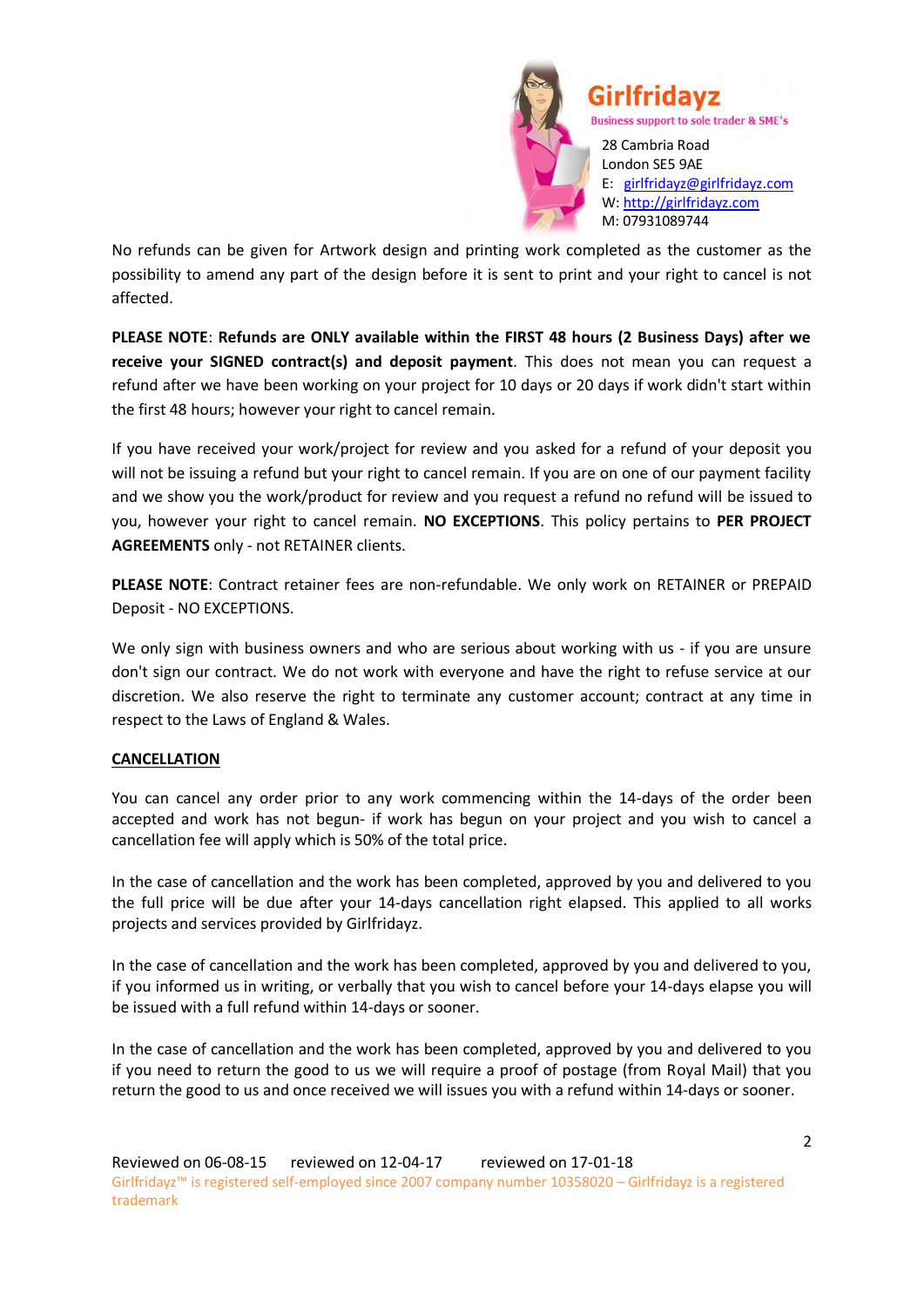Girlfridayz
Business support to sole trader & SME's

28 Cambria Road
London SE5 9AE
E: girlfridayz@girlfridayz.com
W: http://girlfridayz.com
M: 07931089744

No refunds can be given for Artwork design and printing work completed as the customer as the possibility to amend any part of the design before it is sent to print and your right to cancel is not affected.

**PLEASE NOTE**: **Refunds are ONLY available within the FIRST 48 hours (2 Business Days) after we receive your SIGNED contract(s) and deposit payment**. This does not mean you can request a refund after we have been working on your project for 10 days or 20 days if work didn't start within the first 48 hours; however your right to cancel remain.

If you have received your work/project for review and you asked for a refund of your deposit you will not be issuing a refund but your right to cancel remain. If you are on one of our payment facility and we show you the work/product for review and you request a refund no refund will be issued to you, however your right to cancel remain. **NO EXCEPTIONS**. This policy pertains to **PER PROJECT AGREEMENTS** only - not RETAINER clients.

**PLEASE NOTE**: Contract retainer fees are non-refundable. We only work on RETAINER or PREPAID Deposit - NO EXCEPTIONS.

We only sign with business owners and who are serious about working with us - if you are unsure don't sign our contract. We do not work with everyone and have the right to refuse service at our discretion. We also reserve the right to terminate any customer account; contract at any time in respect to the Laws of England & Wales.

## CANCELLATION

You can cancel any order prior to any work commencing within the 14-days of the order been accepted and work has not begun- if work has begun on your project and you wish to cancel a cancellation fee will apply which is 50% of the total price.

In the case of cancellation and the work has been completed, approved by you and delivered to you the full price will be due after your 14-days cancellation right elapsed. This applied to all works projects and services provided by Girlfridayz.

In the case of cancellation and the work has been completed, approved by you and delivered to you, if you informed us in writing, or verbally that you wish to cancel before your 14-days elapse you will be issued with a full refund within 14-days or sooner.

In the case of cancellation and the work has been completed, approved by you and delivered to you if you need to return the good to us we will require a proof of postage (from Royal Mail) that you return the good to us and once received we will issues you with a refund within 14-days or sooner.

Reviewed on 06-08-15 reviewed on 12-04-17 reviewed on 17-01-18

Girlfridayz™ is registered self-employed since 2007 company number 10358020 – Girlfridayz is a registered trademark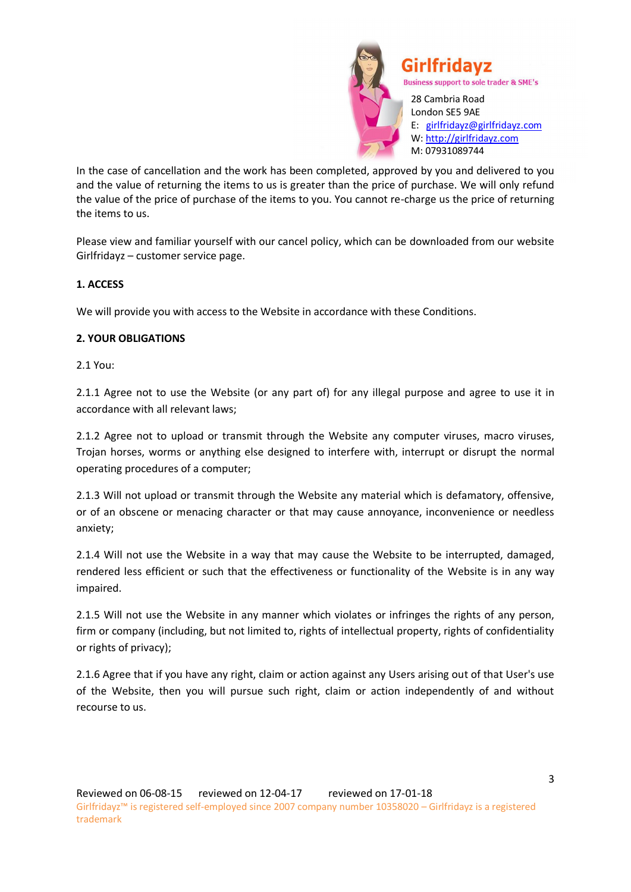In the case of cancellation and the work has been completed, approved by you and delivered to you and the value of returning the items to us is greater than the price of purchase. We will only refund the value of the price of purchase of the items to you. You cannot re-charge us the price of returning the items to us.

Please view and familiar yourself with our cancel policy, which can be downloaded from our website Girlfridayz – customer service page.

**1. ACCESS**

We will provide you with access to the Website in accordance with these Conditions.

**2. YOUR OBLIGATIONS**

2.1 You:

2.1.1 Agree not to use the Website (or any part of) for any illegal purpose and agree to use it in accordance with all relevant laws;

2.1.2 Agree not to upload or transmit through the Website any computer viruses, macro viruses, Trojan horses, worms or anything else designed to interfere with, interrupt or disrupt the normal operating procedures of a computer;

2.1.3 Will not upload or transmit through the Website any material which is defamatory, offensive, or of an obscene or menacing character or that may cause annoyance, inconvenience or needless anxiety;

2.1.4 Will not use the Website in a way that may cause the Website to be interrupted, damaged, rendered less efficient or such that the effectiveness or functionality of the Website is in any way impaired.

2.1.5 Will not use the Website in any manner which violates or infringes the rights of any person, firm or company (including, but not limited to, rights of intellectual property, rights of confidentiality or rights of privacy);

2.1.6 Agree that if you have any right, claim or action against any Users arising out of that User's use of the Website, then you will pursue such right, claim or action independently of and without recourse to us.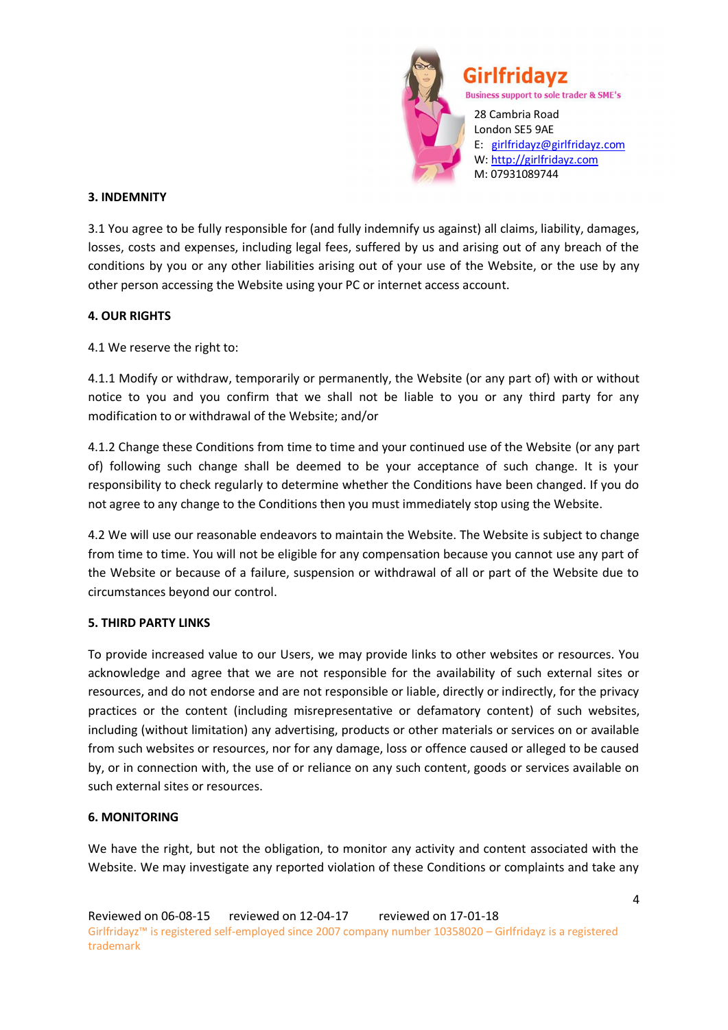### 3. INDEMNITY

3.1 You agree to be fully responsible for (and fully indemnify us against) all claims, liability, damages, losses, costs and expenses, including legal fees, suffered by us and arising out of any breach of the conditions by you or any other liabilities arising out of your use of the Website, or the use by any other person accessing the Website using your PC or internet access account.

### 4. OUR RIGHTS

4.1 We reserve the right to:

4.1.1 Modify or withdraw, temporarily or permanently, the Website (or any part of) with or without notice to you and you confirm that we shall not be liable to you or any third party for any modification to or withdrawal of the Website; and/or

4.1.2 Change these Conditions from time to time and your continued use of the Website (or any part of) following such change shall be deemed to be your acceptance of such change. It is your responsibility to check regularly to determine whether the Conditions have been changed. If you do not agree to any change to the Conditions then you must immediately stop using the Website.

4.2 We will use our reasonable endeavors to maintain the Website. The Website is subject to change from time to time. You will not be eligible for any compensation because you cannot use any part of the Website or because of a failure, suspension or withdrawal of all or part of the Website due to circumstances beyond our control.

### 5. THIRD PARTY LINKS

To provide increased value to our Users, we may provide links to other websites or resources. You acknowledge and agree that we are not responsible for the availability of such external sites or resources, and do not endorse and are not responsible or liable, directly or indirectly, for the privacy practices or the content (including misrepresentative or defamatory content) of such websites, including (without limitation) any advertising, products or other materials or services on or available from such websites or resources, nor for any damage, loss or offence caused or alleged to be caused by, or in connection with, the use of or reliance on any such content, goods or services available on such external sites or resources.

### 6. MONITORING

We have the right, but not the obligation, to monitor any activity and content associated with the Website. We may investigate any reported violation of these Conditions or complaints and take any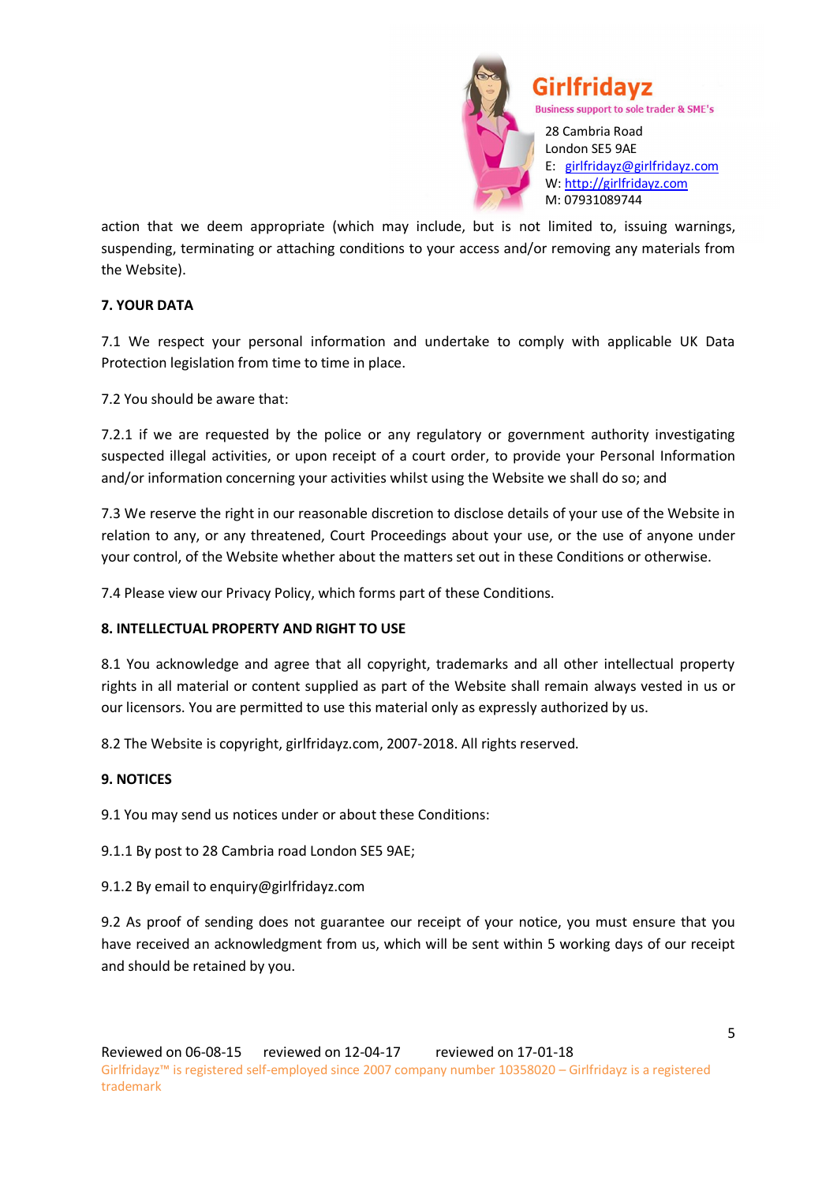action that we deem appropriate (which may include, but is not limited to, issuing warnings, suspending, terminating or attaching conditions to your access and/or removing any materials from the Website).

**7. YOUR DATA**

7.1 We respect your personal information and undertake to comply with applicable UK Data Protection legislation from time to time in place.

7.2 You should be aware that:

7.2.1 if we are requested by the police or any regulatory or government authority investigating suspected illegal activities, or upon receipt of a court order, to provide your Personal Information and/or information concerning your activities whilst using the Website we shall do so; and

7.3 We reserve the right in our reasonable discretion to disclose details of your use of the Website in relation to any, or any threatened, Court Proceedings about your use, or the use of anyone under your control, of the Website whether about the matters set out in these Conditions or otherwise.

7.4 Please view our Privacy Policy, which forms part of these Conditions.

**8. INTELLECTUAL PROPERTY AND RIGHT TO USE**

8.1 You acknowledge and agree that all copyright, trademarks and all other intellectual property rights in all material or content supplied as part of the Website shall remain always vested in us or our licensors. You are permitted to use this material only as expressly authorized by us.

8.2 The Website is copyright, girlfridayz.com, 2007-2018. All rights reserved.

**9. NOTICES**

9.1 You may send us notices under or about these Conditions:

9.1.1 By post to 28 Cambria road London SE5 9AE;

9.1.2 By email to enquiry@girlfridayz.com

9.2 As proof of sending does not guarantee our receipt of your notice, you must ensure that you have received an acknowledgment from us, which will be sent within 5 working days of our receipt and should be retained by you.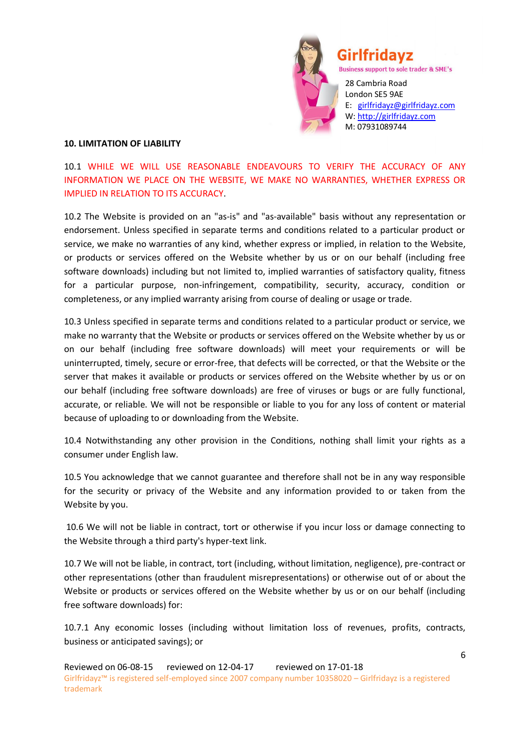**10. LIMITATION OF LIABILITY**

10.1 WHILE WE WILL USE REASONABLE ENDEAVOURS TO VERIFY THE ACCURACY OF ANY INFORMATION WE PLACE ON THE WEBSITE, WE MAKE NO WARRANTIES, WHETHER EXPRESS OR IMPLIED IN RELATION TO ITS ACCURACY.

10.2 The Website is provided on an "as-is" and "as-available" basis without any representation or endorsement. Unless specified in separate terms and conditions related to a particular product or service, we make no warranties of any kind, whether express or implied, in relation to the Website, or products or services offered on the Website whether by us or on our behalf (including free software downloads) including but not limited to, implied warranties of satisfactory quality, fitness for a particular purpose, non-infringement, compatibility, security, accuracy, condition or completeness, or any implied warranty arising from course of dealing or usage or trade.

10.3 Unless specified in separate terms and conditions related to a particular product or service, we make no warranty that the Website or products or services offered on the Website whether by us or on our behalf (including free software downloads) will meet your requirements or will be uninterrupted, timely, secure or error-free, that defects will be corrected, or that the Website or the server that makes it available or products or services offered on the Website whether by us or on our behalf (including free software downloads) are free of viruses or bugs or are fully functional, accurate, or reliable. We will not be responsible or liable to you for any loss of content or material because of uploading to or downloading from the Website.

10.4 Notwithstanding any other provision in the Conditions, nothing shall limit your rights as a consumer under English law.

10.5 You acknowledge that we cannot guarantee and therefore shall not be in any way responsible for the security or privacy of the Website and any information provided to or taken from the Website by you.

10.6 We will not be liable in contract, tort or otherwise if you incur loss or damage connecting to the Website through a third party's hyper-text link.

10.7 We will not be liable, in contract, tort (including, without limitation, negligence), pre-contract or other representations (other than fraudulent misrepresentations) or otherwise out of or about the Website or products or services offered on the Website whether by us or on our behalf (including free software downloads) for:

10.7.1 Any economic losses (including without limitation loss of revenues, profits, contracts, business or anticipated savings); or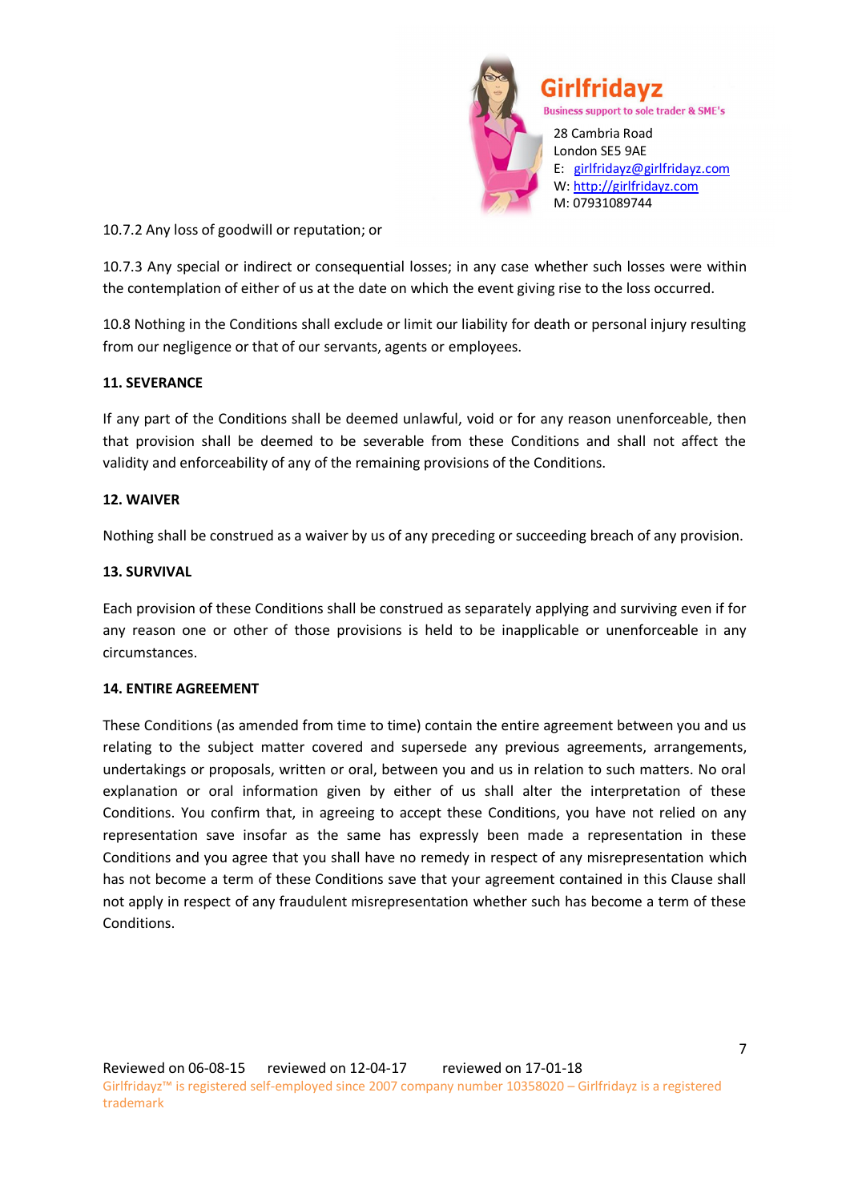10.7.2 Any loss of goodwill or reputation; or

10.7.3 Any special or indirect or consequential losses; in any case whether such losses were within the contemplation of either of us at the date on which the event giving rise to the loss occurred.

10.8 Nothing in the Conditions shall exclude or limit our liability for death or personal injury resulting from our negligence or that of our servants, agents or employees.

**11. SEVERANCE**

If any part of the Conditions shall be deemed unlawful, void or for any reason unenforceable, then that provision shall be deemed to be severable from these Conditions and shall not affect the validity and enforceability of any of the remaining provisions of the Conditions.

**12. WAIVER**

Nothing shall be construed as a waiver by us of any preceding or succeeding breach of any provision.

**13. SURVIVAL**

Each provision of these Conditions shall be construed as separately applying and surviving even if for any reason one or other of those provisions is held to be inapplicable or unenforceable in any circumstances.

**14. ENTIRE AGREEMENT**

These Conditions (as amended from time to time) contain the entire agreement between you and us relating to the subject matter covered and supersede any previous agreements, arrangements, undertakings or proposals, written or oral, between you and us in relation to such matters. No oral explanation or oral information given by either of us shall alter the interpretation of these Conditions. You confirm that, in agreeing to accept these Conditions, you have not relied on any representation save insofar as the same has expressly been made a representation in these Conditions and you agree that you shall have no remedy in respect of any misrepresentation which has not become a term of these Conditions save that your agreement contained in this Clause shall not apply in respect of any fraudulent misrepresentation whether such has become a term of these Conditions.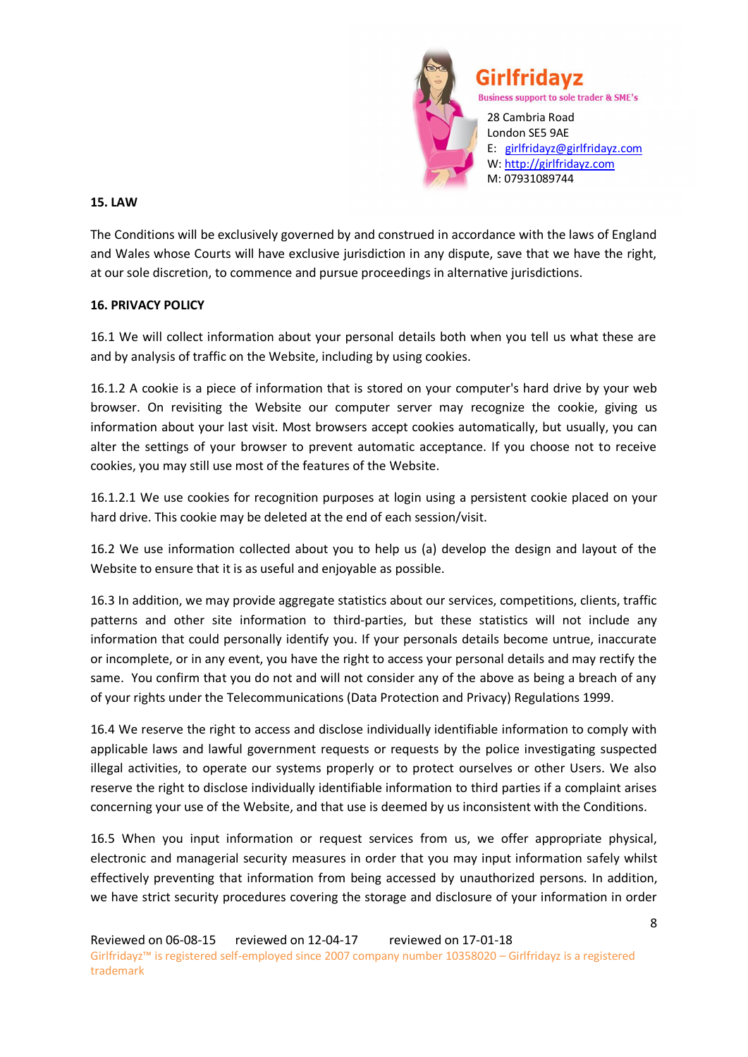## 15. LAW

The Conditions will be exclusively governed by and construed in accordance with the laws of England and Wales whose Courts will have exclusive jurisdiction in any dispute, save that we have the right, at our sole discretion, to commence and pursue proceedings in alternative jurisdictions.

## 16. PRIVACY POLICY

16.1 We will collect information about your personal details both when you tell us what these are and by analysis of traffic on the Website, including by using cookies.

16.1.2 A cookie is a piece of information that is stored on your computer's hard drive by your web browser. On revisiting the Website our computer server may recognize the cookie, giving us information about your last visit. Most browsers accept cookies automatically, but usually, you can alter the settings of your browser to prevent automatic acceptance. If you choose not to receive cookies, you may still use most of the features of the Website.

16.1.2.1 We use cookies for recognition purposes at login using a persistent cookie placed on your hard drive. This cookie may be deleted at the end of each session/visit.

16.2 We use information collected about you to help us (a) develop the design and layout of the Website to ensure that it is as useful and enjoyable as possible.

16.3 In addition, we may provide aggregate statistics about our services, competitions, clients, traffic patterns and other site information to third-parties, but these statistics will not include any information that could personally identify you. If your personals details become untrue, inaccurate or incomplete, or in any event, you have the right to access your personal details and may rectify the same. You confirm that you do not and will not consider any of the above as being a breach of any of your rights under the Telecommunications (Data Protection and Privacy) Regulations 1999.

16.4 We reserve the right to access and disclose individually identifiable information to comply with applicable laws and lawful government requests or requests by the police investigating suspected illegal activities, to operate our systems properly or to protect ourselves or other Users. We also reserve the right to disclose individually identifiable information to third parties if a complaint arises concerning your use of the Website, and that use is deemed by us inconsistent with the Conditions.

16.5 When you input information or request services from us, we offer appropriate physical, electronic and managerial security measures in order that you may input information safely whilst effectively preventing that information from being accessed by unauthorized persons. In addition, we have strict security procedures covering the storage and disclosure of your information in order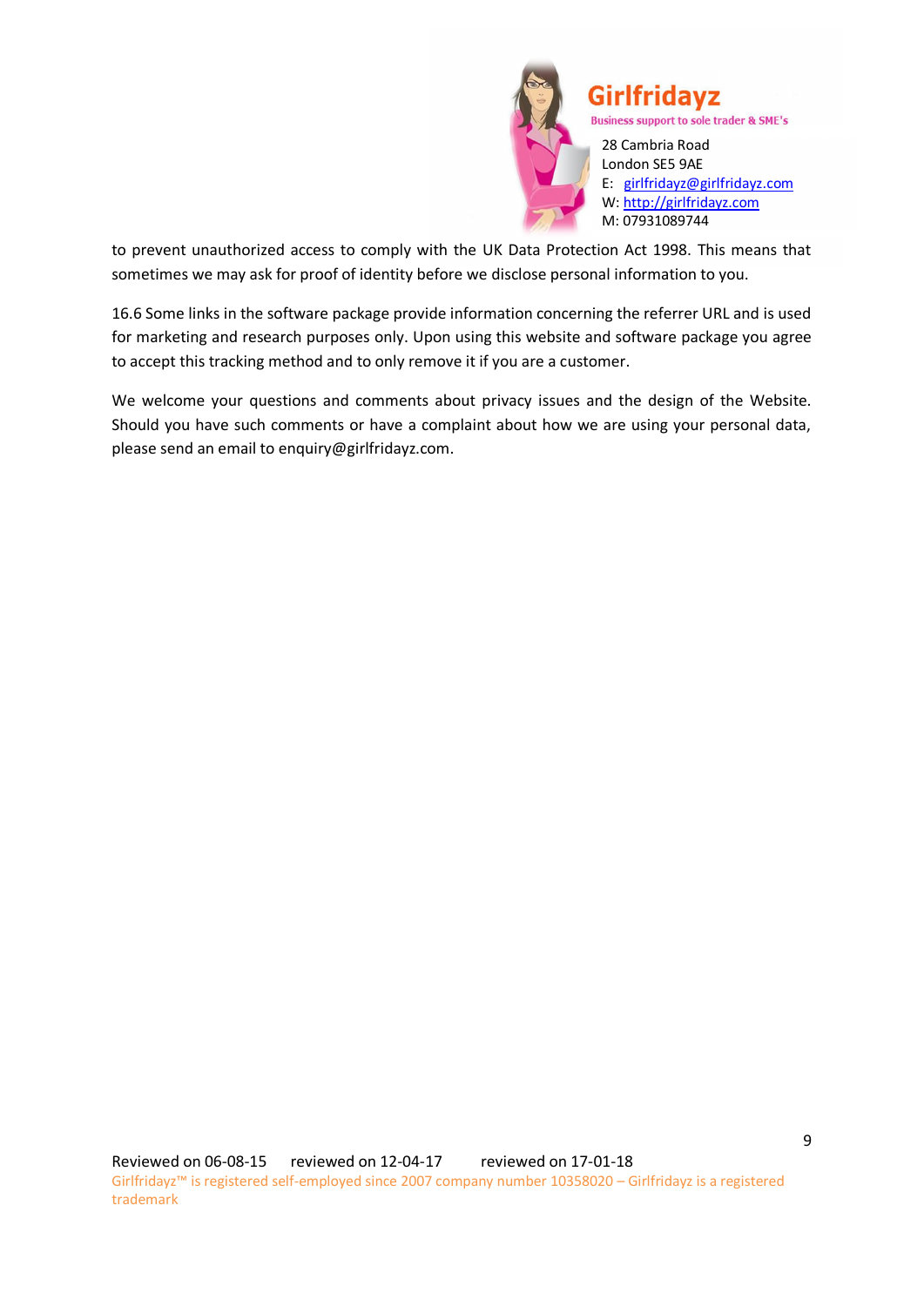to prevent unauthorized access to comply with the UK Data Protection Act 1998. This means that sometimes we may ask for proof of identity before we disclose personal information to you.

16.6 Some links in the software package provide information concerning the referrer URL and is used for marketing and research purposes only. Upon using this website and software package you agree to accept this tracking method and to only remove it if you are a customer.

We welcome your questions and comments about privacy issues and the design of the Website. Should you have such comments or have a complaint about how we are using your personal data, please send an email to enquiry@girlfridayz.com.

Reviewed on 06-08-15 reviewed on 12-04-17 reviewed on 17-01-18